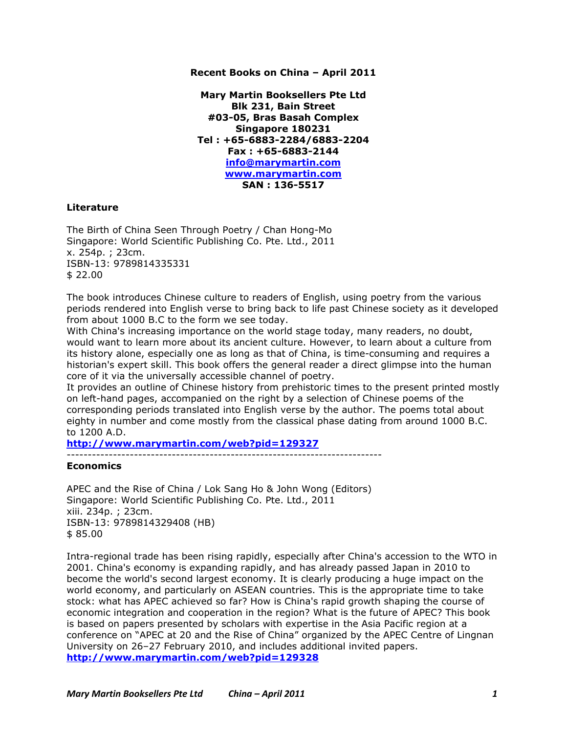**Recent Books on China – April 2011**

**Mary Martin Booksellers Pte Ltd**
**Blk 231, Bain Street**
**#03-05, Bras Basah Complex**
**Singapore 180231**
**Tel : +65-6883-2284/6883-2204**
**Fax : +65-6883-2144**
**[info@marymartin.com](mailto:info@marymartin.com)**
**[www.marymartin.com](http://www.marymartin.com)**
**SAN : 136-5517**

## Literature

The Birth of China Seen Through Poetry / Chan Hong-Mo
Singapore: World Scientific Publishing Co. Pte. Ltd., 2011
x. 254p. ; 23cm.
ISBN-13: 9789814335331
$ 22.00

The book introduces Chinese culture to readers of English, using poetry from the various periods rendered into English verse to bring back to life past Chinese society as it developed from about 1000 B.C to the form we see today.
With China's increasing importance on the world stage today, many readers, no doubt, would want to learn more about its ancient culture. However, to learn about a culture from its history alone, especially one as long as that of China, is time-consuming and requires a historian's expert skill. This book offers the general reader a direct glimpse into the human core of it via the universally accessible channel of poetry.
It provides an outline of Chinese history from prehistoric times to the present printed mostly on left-hand pages, accompanied on the right by a selection of Chinese poems of the corresponding periods translated into English verse by the author. The poems total about eighty in number and come mostly from the classical phase dating from around 1000 B.C. to 1200 A.D.
**[http://www.marymartin.com/web?pid=129327](http://www.marymartin.com/web?pid=129327)**

---

## Economics

APEC and the Rise of China / Lok Sang Ho & John Wong (Editors)
Singapore: World Scientific Publishing Co. Pte. Ltd., 2011
xiii. 234p. ; 23cm.
ISBN-13: 9789814329408 (HB)
$ 85.00

Intra-regional trade has been rising rapidly, especially after China's accession to the WTO in 2001. China's economy is expanding rapidly, and has already passed Japan in 2010 to become the world's second largest economy. It is clearly producing a huge impact on the world economy, and particularly on ASEAN countries. This is the appropriate time to take stock: what has APEC achieved so far? How is China's rapid growth shaping the course of economic integration and cooperation in the region? What is the future of APEC? This book is based on papers presented by scholars with expertise in the Asia Pacific region at a conference on "APEC at 20 and the Rise of China" organized by the APEC Centre of Lingnan University on 26–27 February 2010, and includes additional invited papers.
**[http://www.marymartin.com/web?pid=129328](http://www.marymartin.com/web?pid=129328)**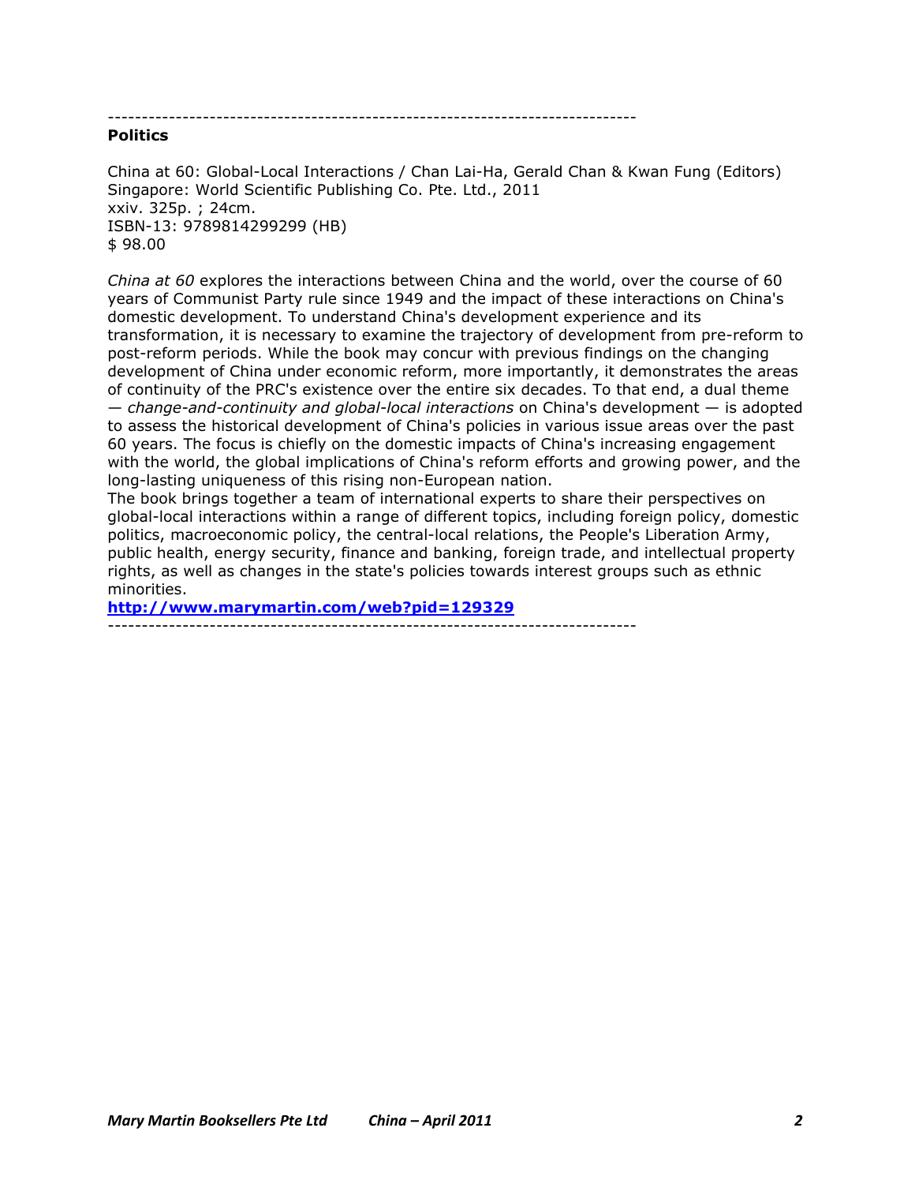--------------------------------------------------------------------------------

**Politics**

China at 60: Global-Local Interactions / Chan Lai-Ha, Gerald Chan & Kwan Fung (Editors)
Singapore: World Scientific Publishing Co. Pte. Ltd., 2011
xxiv. 325p. ; 24cm.
ISBN-13: 9789814299299 (HB)
$ 98.00

*China at 60* explores the interactions between China and the world, over the course of 60 years of Communist Party rule since 1949 and the impact of these interactions on China's domestic development. To understand China's development experience and its transformation, it is necessary to examine the trajectory of development from pre-reform to post-reform periods. While the book may concur with previous findings on the changing development of China under economic reform, more importantly, it demonstrates the areas of continuity of the PRC's existence over the entire six decades. To that end, a dual theme — *change-and-continuity and global-local interactions* on China's development — is adopted to assess the historical development of China's policies in various issue areas over the past 60 years. The focus is chiefly on the domestic impacts of China's increasing engagement with the world, the global implications of China's reform efforts and growing power, and the long-lasting uniqueness of this rising non-European nation.
The book brings together a team of international experts to share their perspectives on global-local interactions within a range of different topics, including foreign policy, domestic politics, macroeconomic policy, the central-local relations, the People's Liberation Army, public health, energy security, finance and banking, foreign trade, and intellectual property rights, as well as changes in the state's policies towards interest groups such as ethnic minorities.
**http://www.marymartin.com/web?pid=129329**

--------------------------------------------------------------------------------